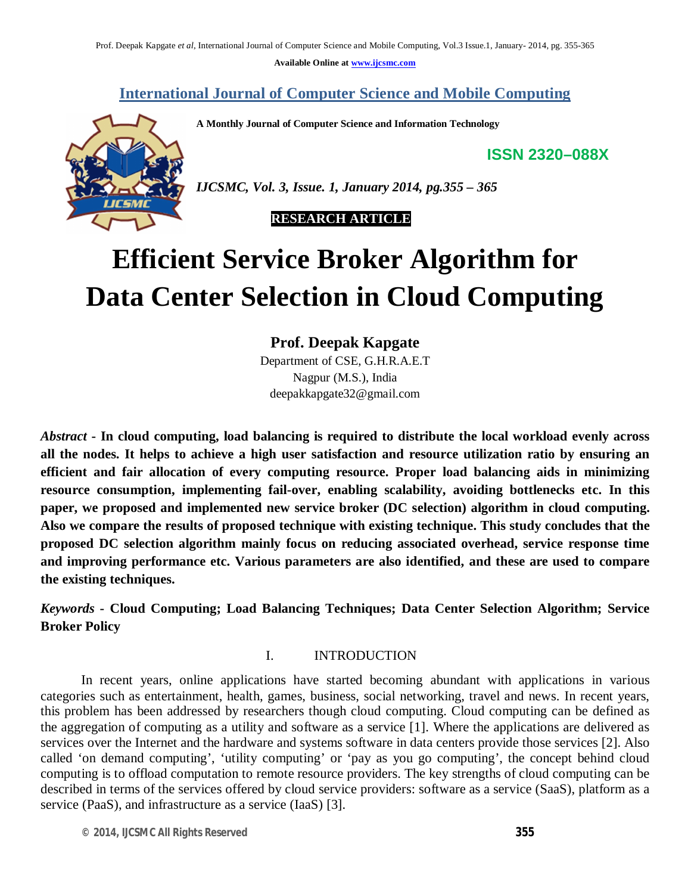# International Journal of Computer Science and Mobile Computing

**A Monthly Journal of Computer Science and Information Technology**

**ISSN 2320–088X**

*IJCSMC, Vol. 3, Issue. 1, January 2014, pg.355 – 365*

**RESEARCH ARTICLE**

# Efficient Service Broker Algorithm for Data Center Selection in Cloud Computing

**Prof. Deepak Kapgate**

Department of CSE, G.H.R.A.E.T

Nagpur (M.S.), India

deepakkapgate32@gmail.com

***Abstract*** **- In cloud computing, load balancing is required to distribute the local workload evenly across all the nodes. It helps to achieve a high user satisfaction and resource utilization ratio by ensuring an efficient and fair allocation of every computing resource. Proper load balancing aids in minimizing resource consumption, implementing fail-over, enabling scalability, avoiding bottlenecks etc. In this paper, we proposed and implemented new service broker (DC selection) algorithm in cloud computing. Also we compare the results of proposed technique with existing technique. This study concludes that the proposed DC selection algorithm mainly focus on reducing associated overhead, service response time and improving performance etc. Various parameters are also identified, and these are used to compare the existing techniques.**

***Keywords*** **- Cloud Computing; Load Balancing Techniques; Data Center Selection Algorithm; Service Broker Policy**

## I. INTRODUCTION

In recent years, online applications have started becoming abundant with applications in various categories such as entertainment, health, games, business, social networking, travel and news. In recent years, this problem has been addressed by researchers though cloud computing. Cloud computing can be defined as the aggregation of computing as a utility and software as a service [1]. Where the applications are delivered as services over the Internet and the hardware and systems software in data centers provide those services [2]. Also called 'on demand computing', 'utility computing' or 'pay as you go computing', the concept behind cloud computing is to offload computation to remote resource providers. The key strengths of cloud computing can be described in terms of the services offered by cloud service providers: software as a service (SaaS), platform as a service (PaaS), and infrastructure as a service (IaaS) [3].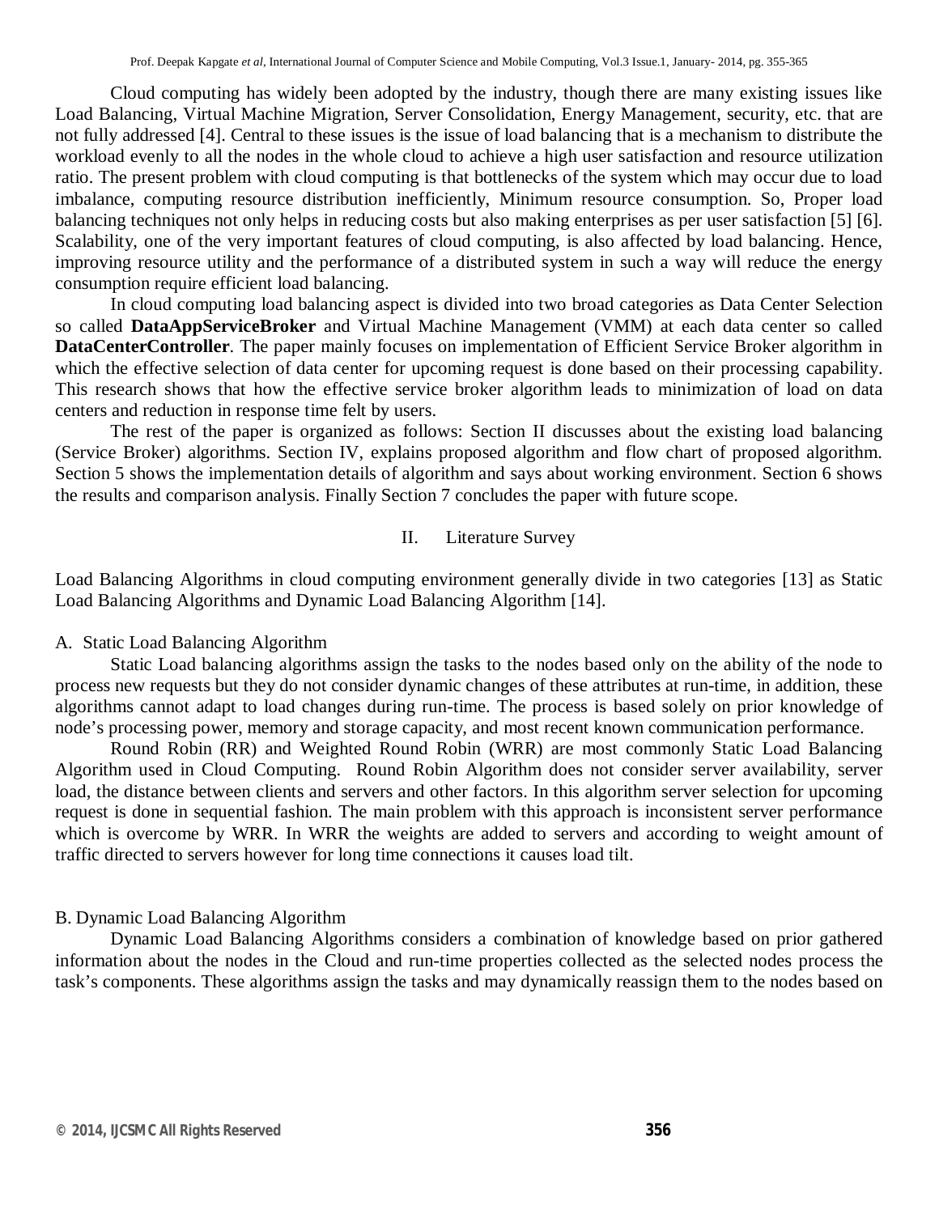Cloud computing has widely been adopted by the industry, though there are many existing issues like Load Balancing, Virtual Machine Migration, Server Consolidation, Energy Management, security, etc. that are not fully addressed [4]. Central to these issues is the issue of load balancing that is a mechanism to distribute the workload evenly to all the nodes in the whole cloud to achieve a high user satisfaction and resource utilization ratio. The present problem with cloud computing is that bottlenecks of the system which may occur due to load imbalance, computing resource distribution inefficiently, Minimum resource consumption. So, Proper load balancing techniques not only helps in reducing costs but also making enterprises as per user satisfaction [5] [6]. Scalability, one of the very important features of cloud computing, is also affected by load balancing. Hence, improving resource utility and the performance of a distributed system in such a way will reduce the energy consumption require efficient load balancing.

In cloud computing load balancing aspect is divided into two broad categories as Data Center Selection so called **DataAppServiceBroker** and Virtual Machine Management (VMM) at each data center so called **DataCenterController**. The paper mainly focuses on implementation of Efficient Service Broker algorithm in which the effective selection of data center for upcoming request is done based on their processing capability. This research shows that how the effective service broker algorithm leads to minimization of load on data centers and reduction in response time felt by users.

The rest of the paper is organized as follows: Section II discusses about the existing load balancing (Service Broker) algorithms. Section IV, explains proposed algorithm and flow chart of proposed algorithm. Section 5 shows the implementation details of algorithm and says about working environment. Section 6 shows the results and comparison analysis. Finally Section 7 concludes the paper with future scope.

## II. Literature Survey

Load Balancing Algorithms in cloud computing environment generally divide in two categories [13] as Static Load Balancing Algorithms and Dynamic Load Balancing Algorithm [14].

### A. Static Load Balancing Algorithm

Static Load balancing algorithms assign the tasks to the nodes based only on the ability of the node to process new requests but they do not consider dynamic changes of these attributes at run-time, in addition, these algorithms cannot adapt to load changes during run-time. The process is based solely on prior knowledge of node's processing power, memory and storage capacity, and most recent known communication performance.

Round Robin (RR) and Weighted Round Robin (WRR) are most commonly Static Load Balancing Algorithm used in Cloud Computing. Round Robin Algorithm does not consider server availability, server load, the distance between clients and servers and other factors. In this algorithm server selection for upcoming request is done in sequential fashion. The main problem with this approach is inconsistent server performance which is overcome by WRR. In WRR the weights are added to servers and according to weight amount of traffic directed to servers however for long time connections it causes load tilt.

### B. Dynamic Load Balancing Algorithm

Dynamic Load Balancing Algorithms considers a combination of knowledge based on prior gathered information about the nodes in the Cloud and run-time properties collected as the selected nodes process the task's components. These algorithms assign the tasks and may dynamically reassign them to the nodes based on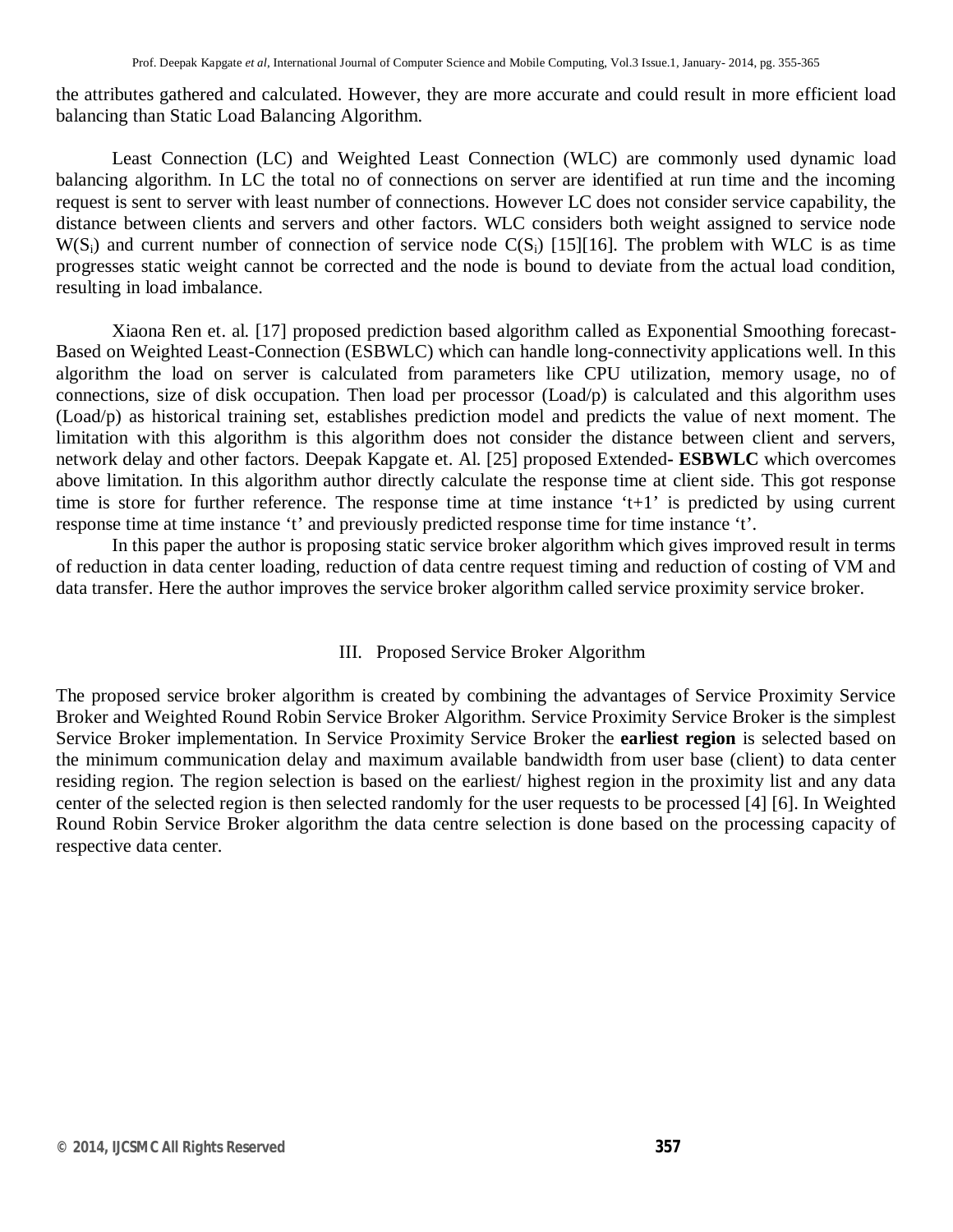the attributes gathered and calculated. However, they are more accurate and could result in more efficient load balancing than Static Load Balancing Algorithm.

Least Connection (LC) and Weighted Least Connection (WLC) are commonly used dynamic load balancing algorithm. In LC the total no of connections on server are identified at run time and the incoming request is sent to server with least number of connections. However LC does not consider service capability, the distance between clients and servers and other factors. WLC considers both weight assigned to service node $W(S_i)$ and current number of connection of service node $C(S_i)$ [15][16]. The problem with WLC is as time progresses static weight cannot be corrected and the node is bound to deviate from the actual load condition, resulting in load imbalance.

Xiaona Ren et. al. [17] proposed prediction based algorithm called as Exponential Smoothing forecast-Based on Weighted Least-Connection (ESBWLC) which can handle long-connectivity applications well. In this algorithm the load on server is calculated from parameters like CPU utilization, memory usage, no of connections, size of disk occupation. Then load per processor (Load/p) is calculated and this algorithm uses (Load/p) as historical training set, establishes prediction model and predicts the value of next moment. The limitation with this algorithm is this algorithm does not consider the distance between client and servers, network delay and other factors. Deepak Kapgate et. Al. [25] proposed Extended- **ESBWLC** which overcomes above limitation. In this algorithm author directly calculate the response time at client side. This got response time is store for further reference. The response time at time instance 't+1' is predicted by using current response time at time instance 't' and previously predicted response time for time instance 't'.

In this paper the author is proposing static service broker algorithm which gives improved result in terms of reduction in data center loading, reduction of data centre request timing and reduction of costing of VM and data transfer. Here the author improves the service broker algorithm called service proximity service broker.

## III. Proposed Service Broker Algorithm

The proposed service broker algorithm is created by combining the advantages of Service Proximity Service Broker and Weighted Round Robin Service Broker Algorithm. Service Proximity Service Broker is the simplest Service Broker implementation. In Service Proximity Service Broker the **earliest region** is selected based on the minimum communication delay and maximum available bandwidth from user base (client) to data center residing region. The region selection is based on the earliest/ highest region in the proximity list and any data center of the selected region is then selected randomly for the user requests to be processed [4] [6]. In Weighted Round Robin Service Broker algorithm the data centre selection is done based on the processing capacity of respective data center.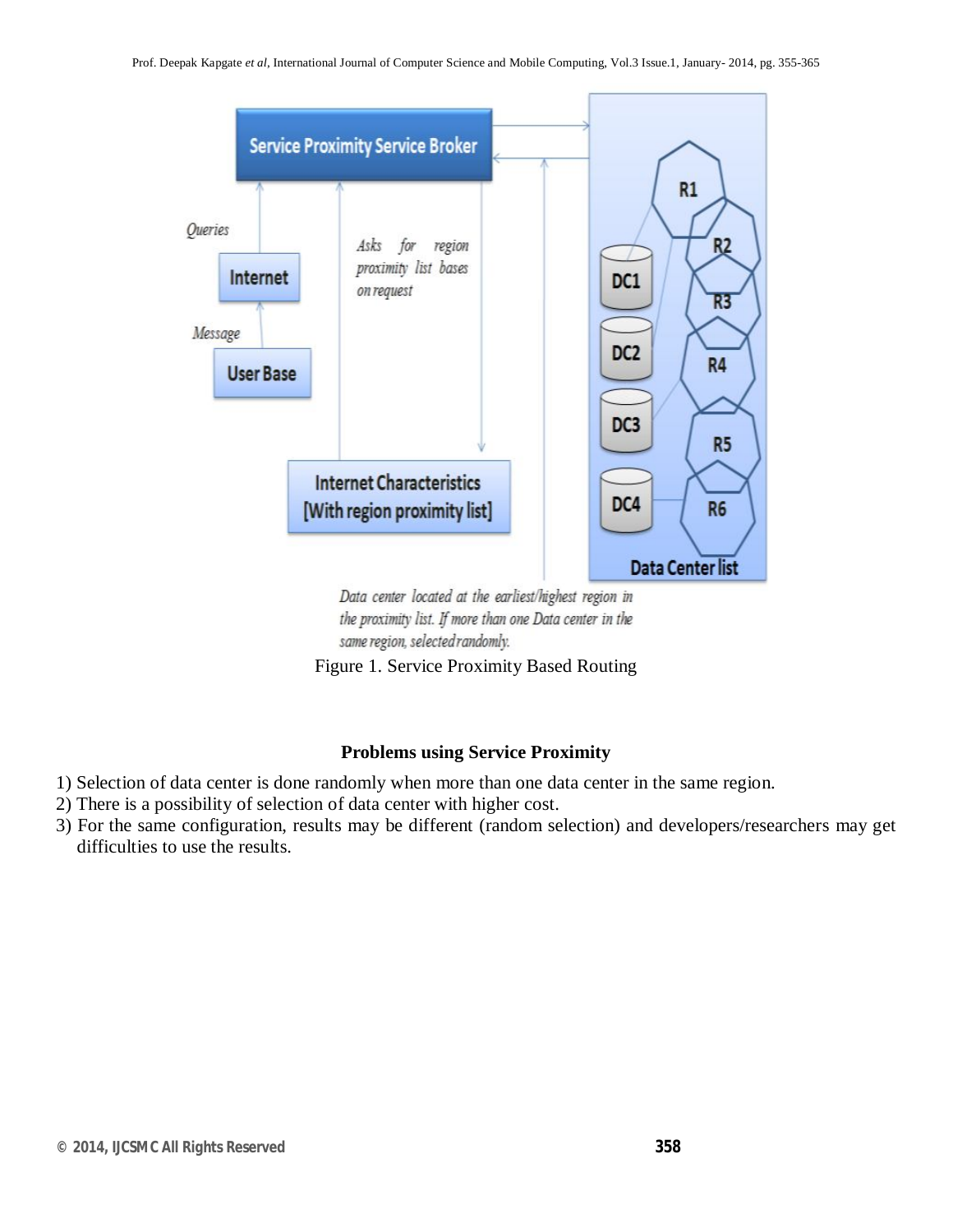Figure 1. Service Proximity Based Routing

**Problems using Service Proximity**

1) Selection of data center is done randomly when more than one data center in the same region.
2) There is a possibility of selection of data center with higher cost.
3) For the same configuration, results may be different (random selection) and developers/researchers may get difficulties to use the results.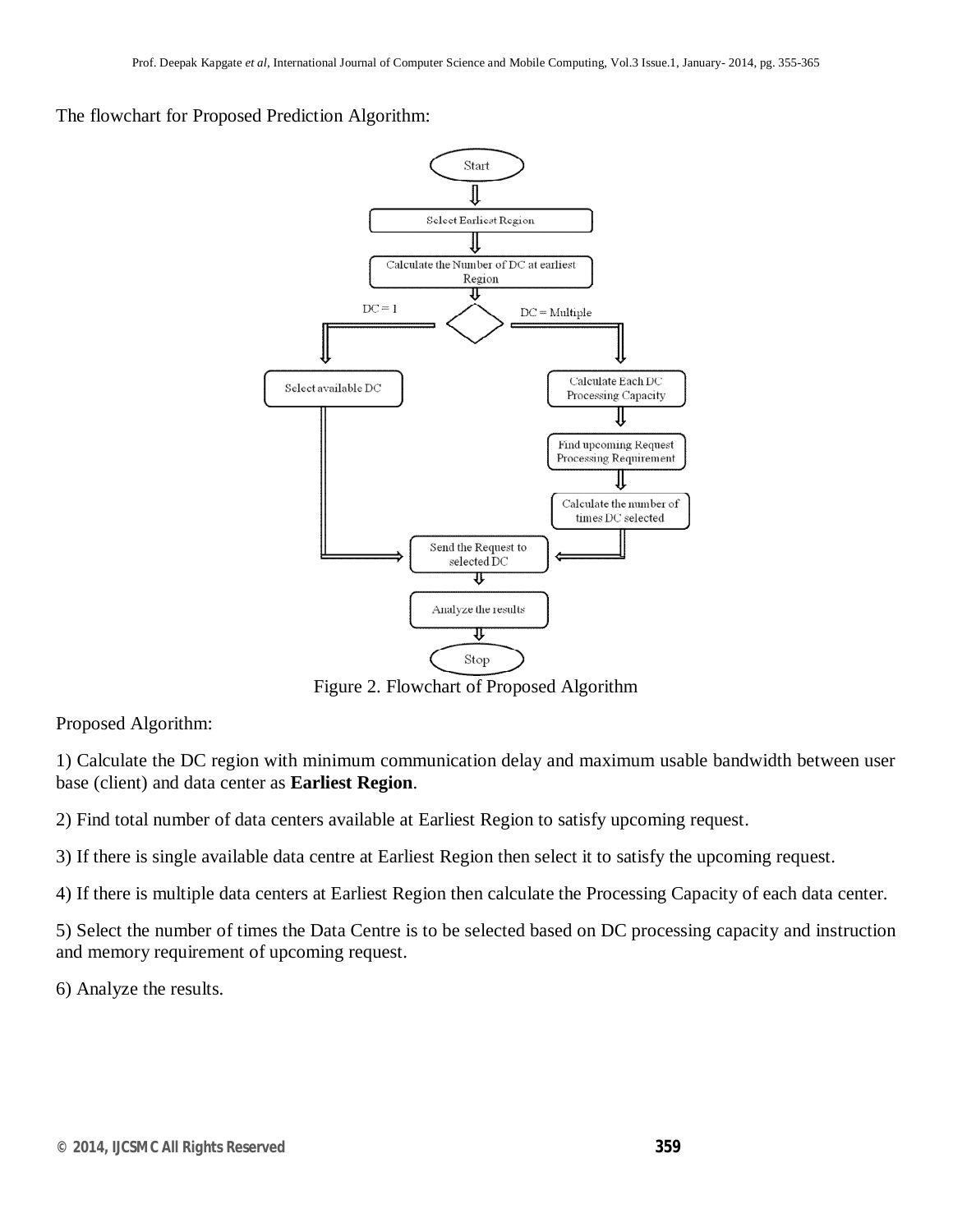The flowchart for Proposed Prediction Algorithm:

Figure 2. Flowchart of Proposed Algorithm

Proposed Algorithm:

1) Calculate the DC region with minimum communication delay and maximum usable bandwidth between user base (client) and data center as **Earliest Region**.

2) Find total number of data centers available at Earliest Region to satisfy upcoming request.

3) If there is single available data centre at Earliest Region then select it to satisfy the upcoming request.

4) If there is multiple data centers at Earliest Region then calculate the Processing Capacity of each data center.

5) Select the number of times the Data Centre is to be selected based on DC processing capacity and instruction and memory requirement of upcoming request.

6) Analyze the results.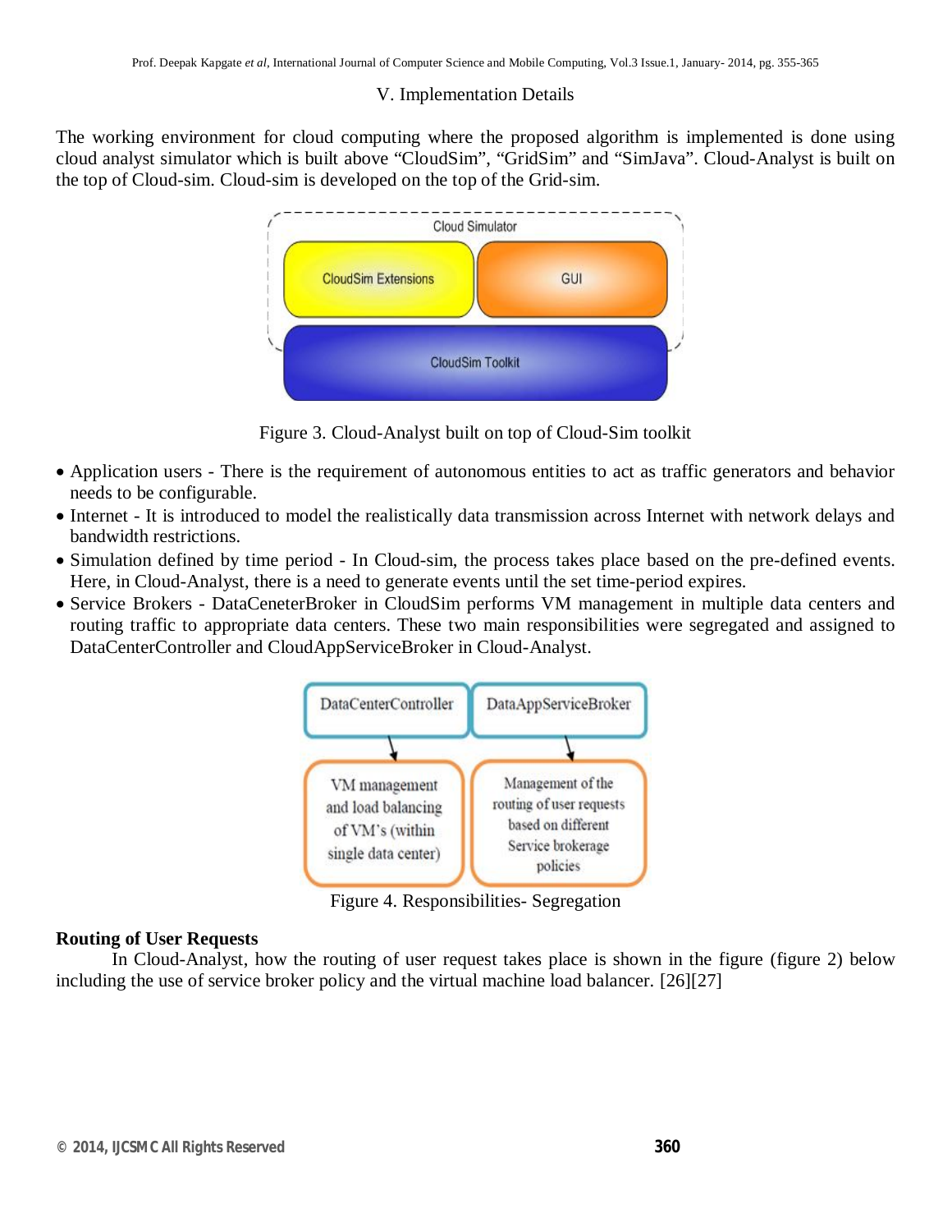## V. Implementation Details

The working environment for cloud computing where the proposed algorithm is implemented is done using cloud analyst simulator which is built above "CloudSim", "GridSim" and "SimJava". Cloud-Analyst is built on the top of Cloud-sim. Cloud-sim is developed on the top of the Grid-sim.

Figure 3. Cloud-Analyst built on top of Cloud-Sim toolkit

- Application users - There is the requirement of autonomous entities to act as traffic generators and behavior needs to be configurable.
- Internet - It is introduced to model the realistically data transmission across Internet with network delays and bandwidth restrictions.
- Simulation defined by time period - In Cloud-sim, the process takes place based on the pre-defined events. Here, in Cloud-Analyst, there is a need to generate events until the set time-period expires.
- Service Brokers - DataCeneterBroker in CloudSim performs VM management in multiple data centers and routing traffic to appropriate data centers. These two main responsibilities were segregated and assigned to DataCenterController and CloudAppServiceBroker in Cloud-Analyst.

Figure 4. Responsibilities- Segregation

**Routing of User Requests**

In Cloud-Analyst, how the routing of user request takes place is shown in the figure (figure 2) below including the use of service broker policy and the virtual machine load balancer. [26][27]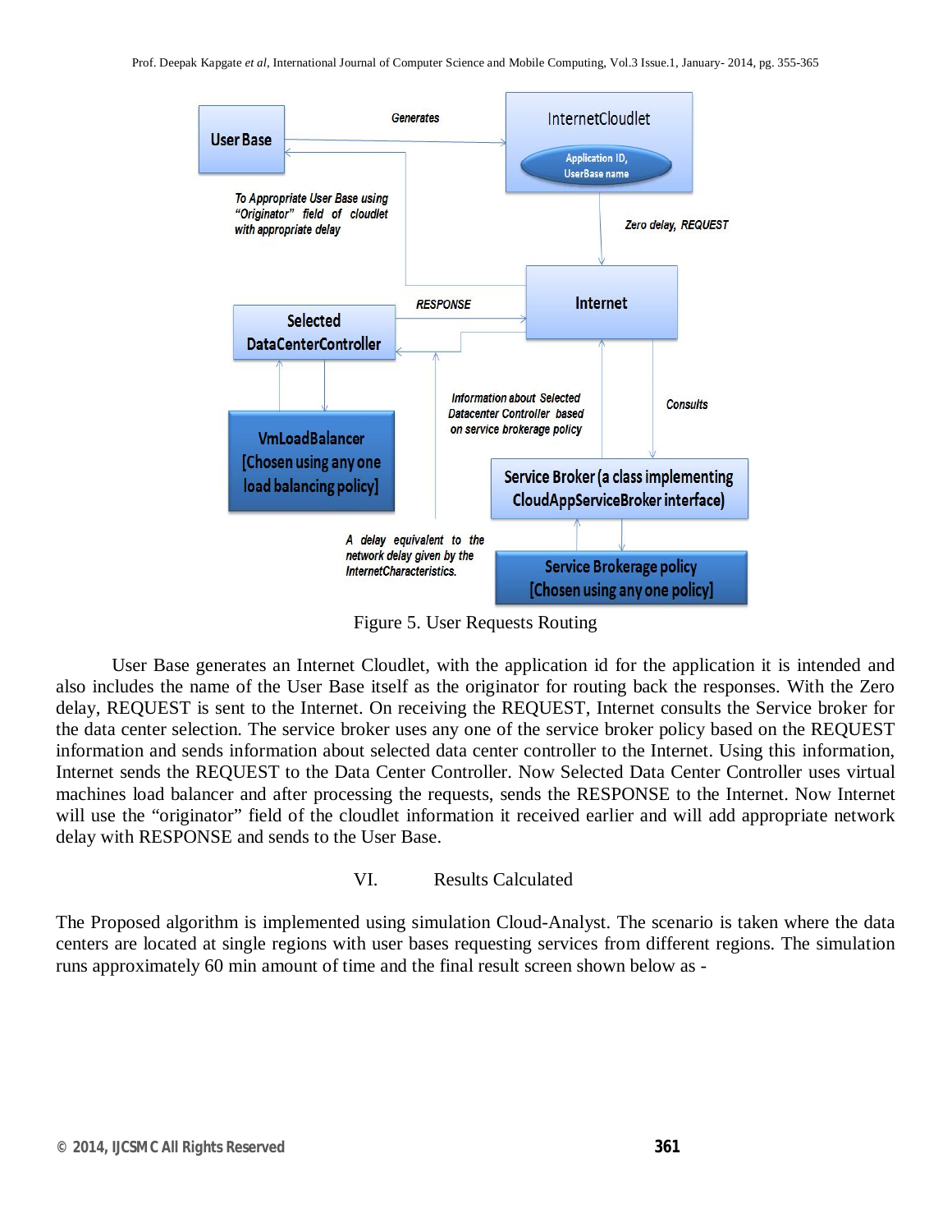Figure 5. User Requests Routing

User Base generates an Internet Cloudlet, with the application id for the application it is intended and also includes the name of the User Base itself as the originator for routing back the responses. With the Zero delay, REQUEST is sent to the Internet. On receiving the REQUEST, Internet consults the Service broker for the data center selection. The service broker uses any one of the service broker policy based on the REQUEST information and sends information about selected data center controller to the Internet. Using this information, Internet sends the REQUEST to the Data Center Controller. Now Selected Data Center Controller uses virtual machines load balancer and after processing the requests, sends the RESPONSE to the Internet. Now Internet will use the "originator" field of the cloudlet information it received earlier and will add appropriate network delay with RESPONSE and sends to the User Base.

## VI. Results Calculated

The Proposed algorithm is implemented using simulation Cloud-Analyst. The scenario is taken where the data centers are located at single regions with user bases requesting services from different regions. The simulation runs approximately 60 min amount of time and the final result screen shown below as -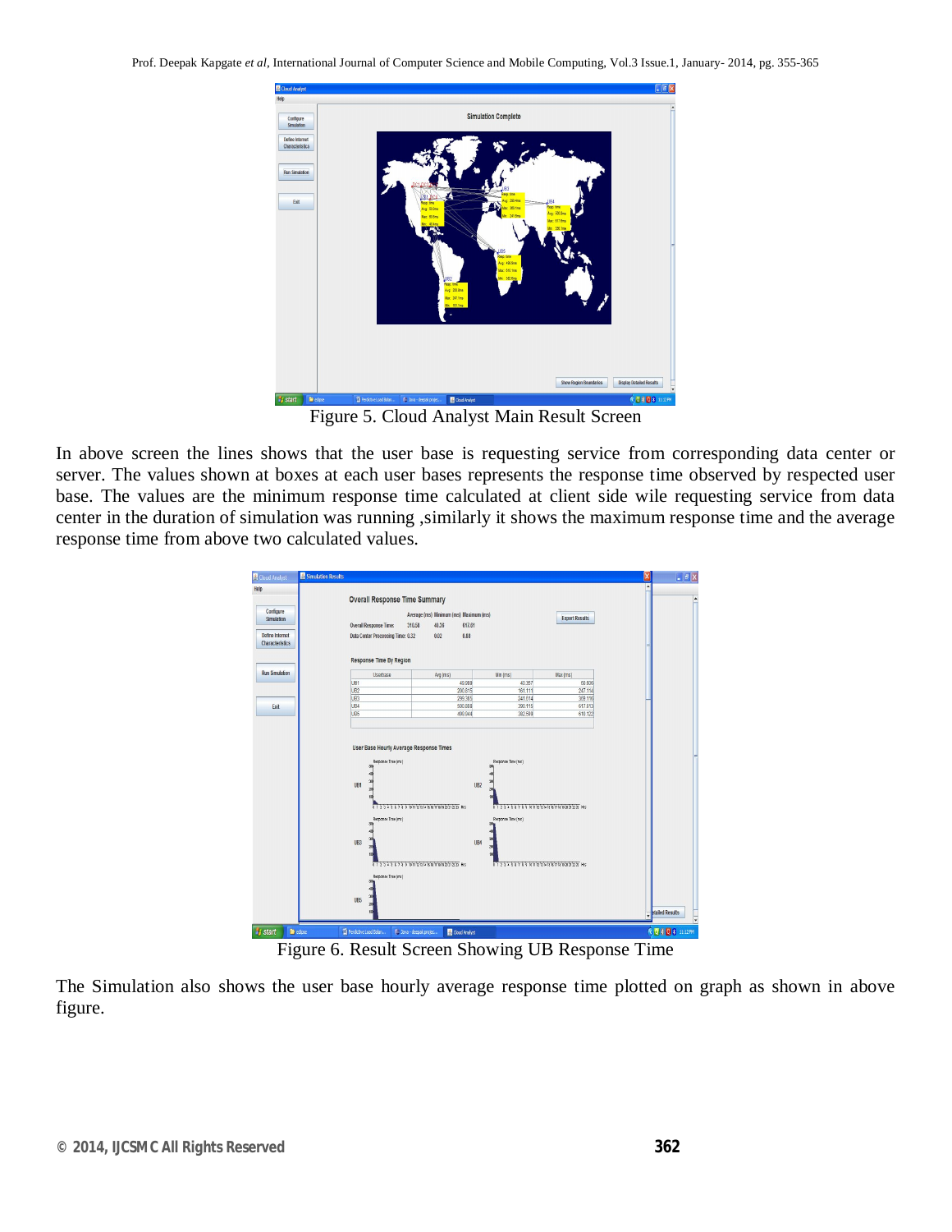Figure 5. Cloud Analyst Main Result Screen

In above screen the lines shows that the user base is requesting service from corresponding data center or server. The values shown at boxes at each user bases represents the response time observed by respected user base. The values are the minimum response time calculated at client side wile requesting service from data center in the duration of simulation was running ,similarly it shows the maximum response time and the average response time from above two calculated values.

Figure 6. Result Screen Showing UB Response Time

The Simulation also shows the user base hourly average response time plotted on graph as shown in above figure.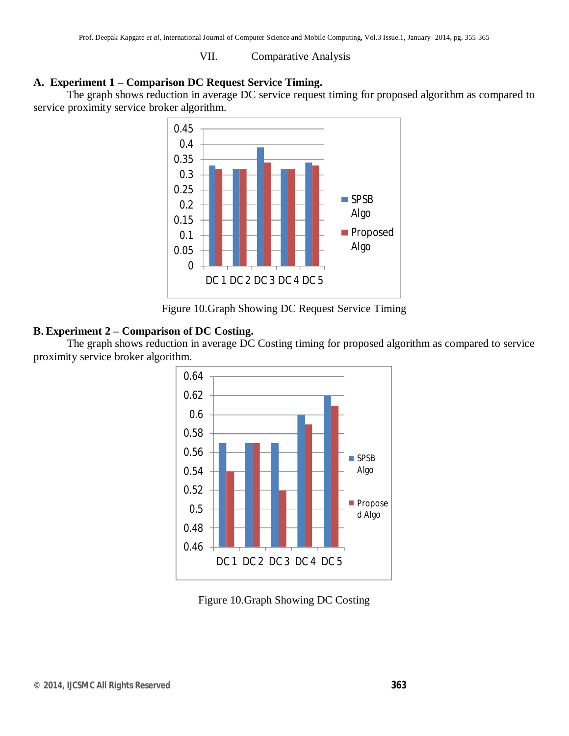## VII. Comparative Analysis

### A. Experiment 1 – Comparison DC Request Service Timing.

The graph shows reduction in average DC service request timing for proposed algorithm as compared to service proximity service broker algorithm.

Figure 10.Graph Showing DC Request Service Timing

### B. Experiment 2 – Comparison of DC Costing.

The graph shows reduction in average DC Costing timing for proposed algorithm as compared to service proximity service broker algorithm.

Figure 10.Graph Showing DC Costing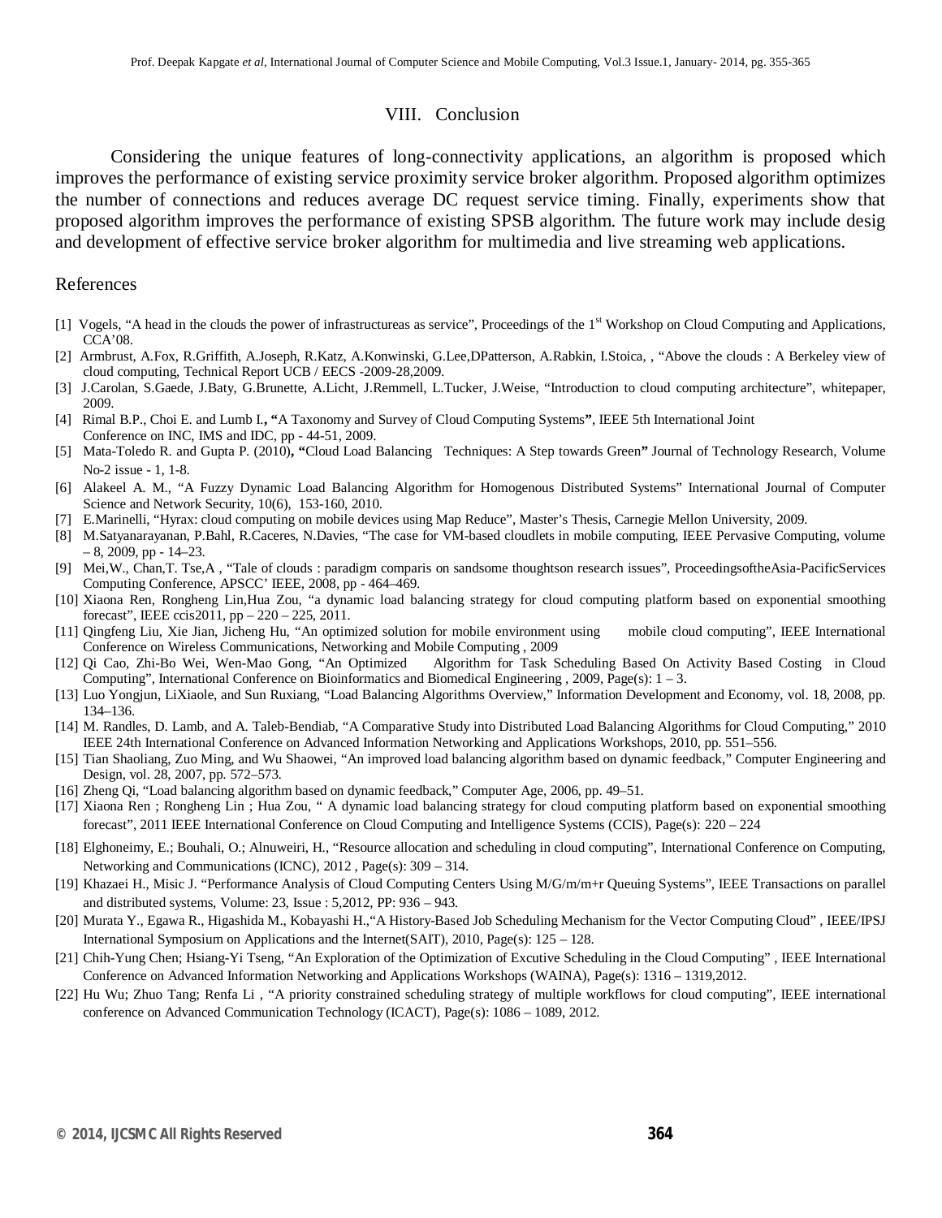## VIII. Conclusion

Considering the unique features of long-connectivity applications, an algorithm is proposed which improves the performance of existing service proximity service broker algorithm. Proposed algorithm optimizes the number of connections and reduces average DC request service timing. Finally, experiments show that proposed algorithm improves the performance of existing SPSB algorithm. The future work may include desig and development of effective service broker algorithm for multimedia and live streaming web applications.

## References

[1] Vogels, "A head in the clouds the power of infrastructureas as service", Proceedings of the 1st Workshop on Cloud Computing and Applications, CCA'08.

[2] Armbrust, A.Fox, R.Griffith, A.Joseph, R.Katz, A.Konwinski, G.Lee,DPatterson, A.Rabkin, I.Stoica, , "Above the clouds : A Berkeley view of cloud computing, Technical Report UCB / EECS -2009-28,2009.

[3] J.Carolan, S.Gaede, J.Baty, G.Brunette, A.Licht, J.Remmell, L.Tucker, J.Weise, "Introduction to cloud computing architecture", whitepaper, 2009.

[4] Rimal B.P., Choi E. and Lumb I., **"**A Taxonomy and Survey of Cloud Computing Systems**"**, IEEE 5th International Joint Conference on INC, IMS and IDC, pp - 44-51, 2009.

[5] Mata-Toledo R. and Gupta P. (2010)**, "**Cloud Load Balancing Techniques: A Step towards Green**"** Journal of Technology Research, Volume No-2 issue - 1, 1-8.

[6] Alakeel A. M., "A Fuzzy Dynamic Load Balancing Algorithm for Homogenous Distributed Systems" International Journal of Computer Science and Network Security, 10(6), 153-160, 2010.

[7] E.Marinelli, "Hyrax: cloud computing on mobile devices using Map Reduce", Master's Thesis, Carnegie Mellon University, 2009.

[8] M.Satyanarayanan, P.Bahl, R.Caceres, N.Davies, "The case for VM-based cloudlets in mobile computing, IEEE Pervasive Computing, volume – 8, 2009, pp - 14–23.

[9] Mei,W., Chan,T. Tse,A , "Tale of clouds : paradigm comparis on sandsome thoughtson research issues", ProceedingsoftheAsia-PacificServices Computing Conference, APSCC' IEEE, 2008, pp - 464–469.

[10] Xiaona Ren, Rongheng Lin,Hua Zou, "a dynamic load balancing strategy for cloud computing platform based on exponential smoothing forecast", IEEE ccis2011, pp – 220 – 225, 2011.

[11] Qingfeng Liu, Xie Jian, Jicheng Hu, "An optimized solution for mobile environment using mobile cloud computing", IEEE International Conference on Wireless Communications, Networking and Mobile Computing , 2009

[12] Qi Cao, Zhi-Bo Wei, Wen-Mao Gong, "An Optimized Algorithm for Task Scheduling Based On Activity Based Costing in Cloud Computing", International Conference on Bioinformatics and Biomedical Engineering , 2009, Page(s): 1 – 3.

[13] Luo Yongjun, LiXiaole, and Sun Ruxiang, "Load Balancing Algorithms Overview," Information Development and Economy, vol. 18, 2008, pp. 134–136.

[14] M. Randles, D. Lamb, and A. Taleb-Bendiab, "A Comparative Study into Distributed Load Balancing Algorithms for Cloud Computing," 2010 IEEE 24th International Conference on Advanced Information Networking and Applications Workshops, 2010, pp. 551–556.

[15] Tian Shaoliang, Zuo Ming, and Wu Shaowei, "An improved load balancing algorithm based on dynamic feedback," Computer Engineering and Design, vol. 28, 2007, pp. 572–573.

[16] Zheng Qi, "Load balancing algorithm based on dynamic feedback," Computer Age, 2006, pp. 49–51.

[17] Xiaona Ren ; Rongheng Lin ; Hua Zou, " A dynamic load balancing strategy for cloud computing platform based on exponential smoothing forecast", 2011 IEEE International Conference on Cloud Computing and Intelligence Systems (CCIS), Page(s): 220 – 224

[18] Elghoneimy, E.; Bouhali, O.; Alnuweiri, H., "Resource allocation and scheduling in cloud computing", International Conference on Computing, Networking and Communications (ICNC), 2012 , Page(s): 309 – 314.

[19] Khazaei H., Misic J. "Performance Analysis of Cloud Computing Centers Using M/G/m/m+r Queuing Systems", IEEE Transactions on parallel and distributed systems, Volume: 23, Issue : 5,2012, PP: 936 – 943.

[20] Murata Y., Egawa R., Higashida M., Kobayashi H.,"A History-Based Job Scheduling Mechanism for the Vector Computing Cloud" , IEEE/IPSJ International Symposium on Applications and the Internet(SAIT), 2010, Page(s): 125 – 128.

[21] Chih-Yung Chen; Hsiang-Yi Tseng, "An Exploration of the Optimization of Excutive Scheduling in the Cloud Computing" , IEEE International Conference on Advanced Information Networking and Applications Workshops (WAINA), Page(s): 1316 – 1319,2012.

[22] Hu Wu; Zhuo Tang; Renfa Li , "A priority constrained scheduling strategy of multiple workflows for cloud computing", IEEE international conference on Advanced Communication Technology (ICACT), Page(s): 1086 – 1089, 2012.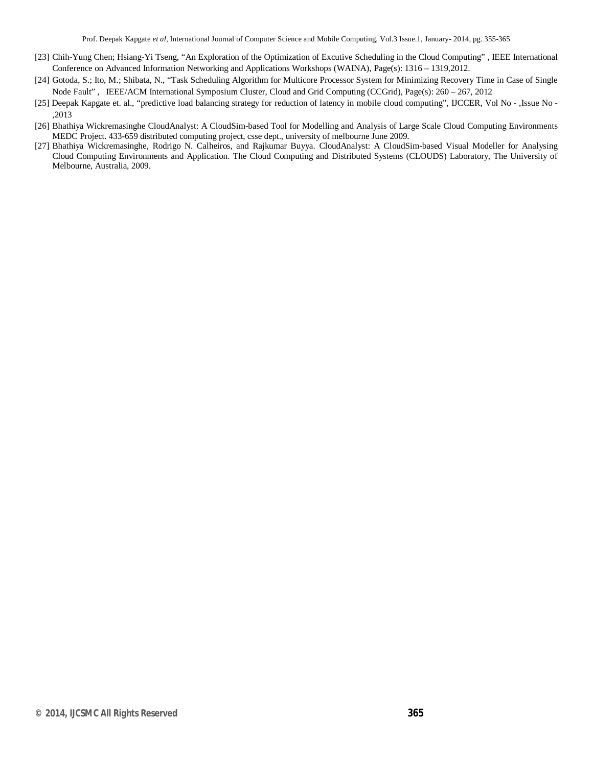[23] Chih-Yung Chen; Hsiang-Yi Tseng, “An Exploration of the Optimization of Excutive Scheduling in the Cloud Computing” , IEEE International Conference on Advanced Information Networking and Applications Workshops (WAINA), Page(s): 1316 – 1319,2012.

[24] Gotoda, S.; Ito, M.; Shibata, N., “Task Scheduling Algorithm for Multicore Processor System for Minimizing Recovery Time in Case of Single Node Fault” , IEEE/ACM International Symposium Cluster, Cloud and Grid Computing (CCGrid), Page(s): 260 – 267, 2012

[25] Deepak Kapgate et. al., “predictive load balancing strategy for reduction of latency in mobile cloud computing”, IJCCER, Vol No - ,Issue No - ,2013

[26] Bhathiya Wickremasinghe CloudAnalyst: A CloudSim-based Tool for Modelling and Analysis of Large Scale Cloud Computing Environments MEDC Project. 433-659 distributed computing project, csse dept., university of melbourne June 2009.

[27] Bhathiya Wickremasinghe, Rodrigo N. Calheiros, and Rajkumar Buyya. CloudAnalyst: A CloudSim-based Visual Modeller for Analysing Cloud Computing Environments and Application. The Cloud Computing and Distributed Systems (CLOUDS) Laboratory, The University of Melbourne, Australia, 2009.